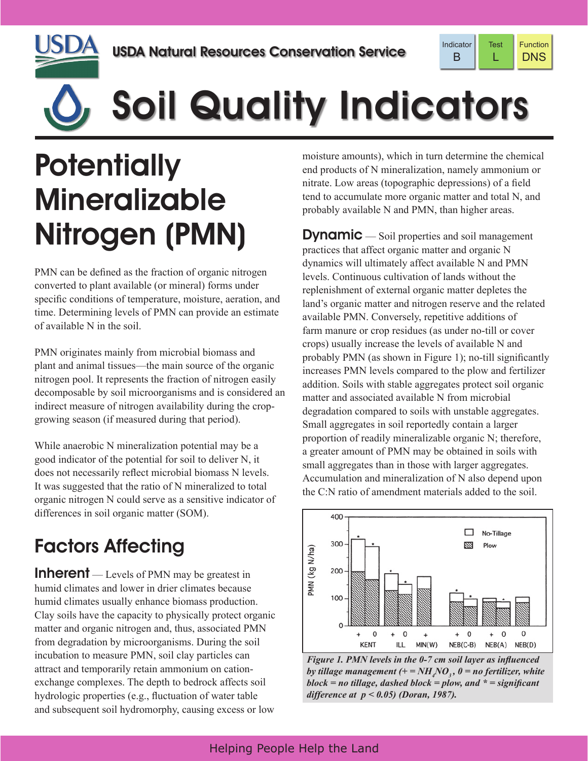USDA Natural Resources Conservation Service

Indicator B | Test L | Function DNS

# Soil Quality Indicators

## Potentially Mineralizable Nitrogen (PMN)

PMN can be defined as the fraction of organic nitrogen converted to plant available (or mineral) forms under specific conditions of temperature, moisture, aeration, and time. Determining levels of PMN can provide an estimate of available N in the soil.

PMN originates mainly from microbial biomass and plant and animal tissues—the main source of the organic nitrogen pool. It represents the fraction of nitrogen easily decomposable by soil microorganisms and is considered an indirect measure of nitrogen availability during the crop-growing season (if measured during that period).

While anaerobic N mineralization potential may be a good indicator of the potential for soil to deliver N, it does not necessarily reflect microbial biomass N levels. It was suggested that the ratio of N mineralized to total organic nitrogen N could serve as a sensitive indicator of differences in soil organic matter (SOM).

## Factors Affecting

**Inherent** — Levels of PMN may be greatest in humid climates and lower in drier climates because humid climates usually enhance biomass production. Clay soils have the capacity to physically protect organic matter and organic nitrogen and, thus, associated PMN from degradation by microorganisms. During the soil incubation to measure PMN, soil clay particles can attract and temporarily retain ammonium on cation-exchange complexes. The depth to bedrock affects soil hydrologic properties (e.g., fluctuation of water table and subsequent soil hydromorphy, causing excess or low moisture amounts), which in turn determine the chemical end products of N mineralization, namely ammonium or nitrate. Low areas (topographic depressions) of a field tend to accumulate more organic matter and total N, and probably available N and PMN, than higher areas.

**Dynamic** — Soil properties and soil management practices that affect organic matter and organic N dynamics will ultimately affect available N and PMN levels. Continuous cultivation of lands without the replenishment of external organic matter depletes the land's organic matter and nitrogen reserve and the related available PMN. Conversely, repetitive additions of farm manure or crop residues (as under no-till or cover crops) usually increase the levels of available N and probably PMN (as shown in Figure 1); no-till significantly increases PMN levels compared to the plow and fertilizer addition. Soils with stable aggregates protect soil organic matter and associated available N from microbial degradation compared to soils with unstable aggregates. Small aggregates in soil reportedly contain a larger proportion of readily mineralizable organic N; therefore, a greater amount of PMN may be obtained in soils with small aggregates than in those with larger aggregates. Accumulation and mineralization of N also depend upon the C:N ratio of amendment materials added to the soil.

*Figure 1. PMN levels in the 0-7 cm soil layer as influenced by tillage management (+ = $NH_4NO_3$, 0 = no fertilizer, white block = no tillage, dashed block = plow, and * = significant difference at $p < 0.05$) (Doran, 1987).*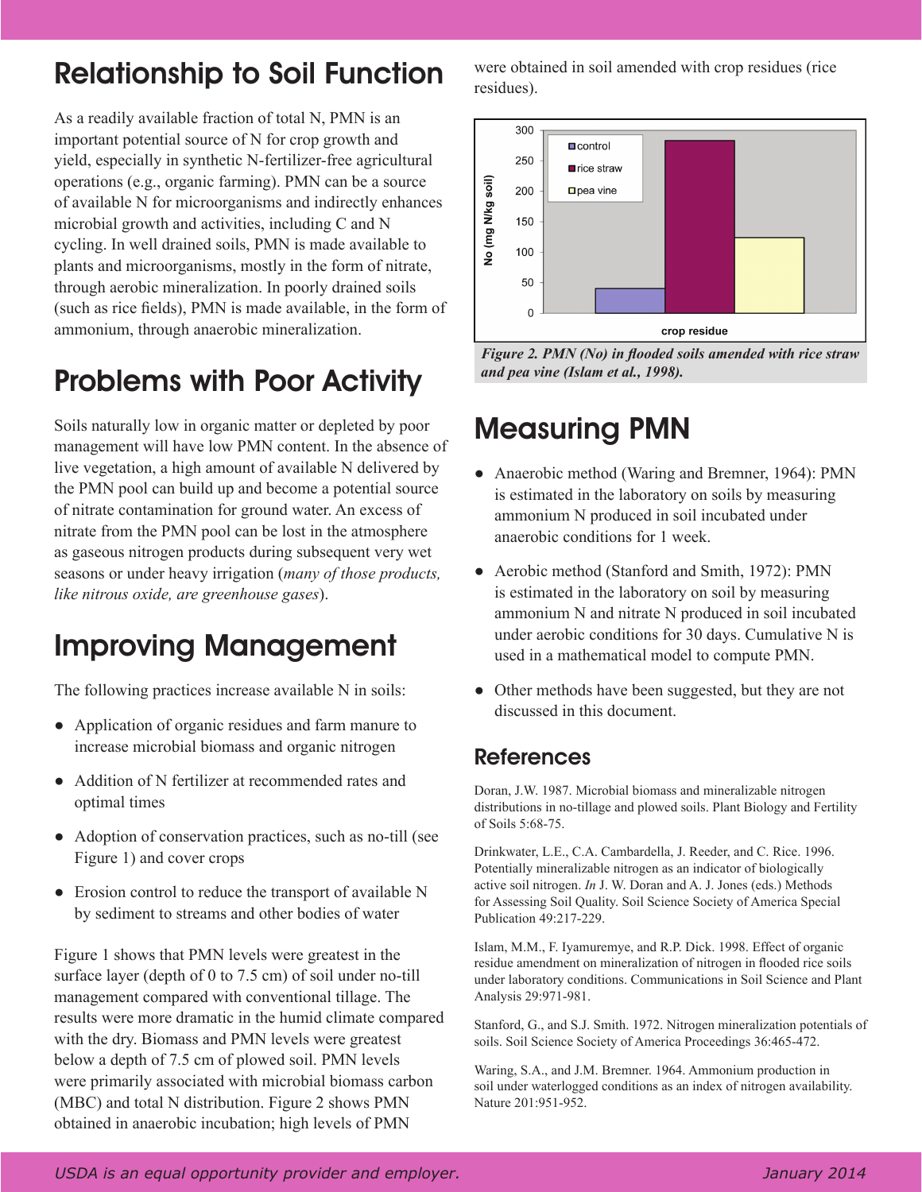## Relationship to Soil Function

As a readily available fraction of total N, PMN is an important potential source of N for crop growth and yield, especially in synthetic N-fertilizer-free agricultural operations (e.g., organic farming). PMN can be a source of available N for microorganisms and indirectly enhances microbial growth and activities, including C and N cycling. In well drained soils, PMN is made available to plants and microorganisms, mostly in the form of nitrate, through aerobic mineralization. In poorly drained soils (such as rice fields), PMN is made available, in the form of ammonium, through anaerobic mineralization.

## Problems with Poor Activity

Soils naturally low in organic matter or depleted by poor management will have low PMN content. In the absence of live vegetation, a high amount of available N delivered by the PMN pool can build up and become a potential source of nitrate contamination for ground water. An excess of nitrate from the PMN pool can be lost in the atmosphere as gaseous nitrogen products during subsequent very wet seasons or under heavy irrigation (*many of those products, like nitrous oxide, are greenhouse gases*).

## Improving Management

The following practices increase available N in soils:

- Application of organic residues and farm manure to increase microbial biomass and organic nitrogen
- Addition of N fertilizer at recommended rates and optimal times
- Adoption of conservation practices, such as no-till (see Figure 1) and cover crops
- Erosion control to reduce the transport of available N by sediment to streams and other bodies of water

Figure 1 shows that PMN levels were greatest in the surface layer (depth of 0 to 7.5 cm) of soil under no-till management compared with conventional tillage. The results were more dramatic in the humid climate compared with the dry. Biomass and PMN levels were greatest below a depth of 7.5 cm of plowed soil. PMN levels were primarily associated with microbial biomass carbon (MBC) and total N distribution. Figure 2 shows PMN obtained in anaerobic incubation; high levels of PMN were obtained in soil amended with crop residues (rice residues).

No (mg N/kg soil)
300
250
200
150
100
50
0
control
rice straw
pea vine
crop residue

***Figure 2. PMN (No) in flooded soils amended with rice straw and pea vine (Islam et al., 1998).***

## Measuring PMN

- Anaerobic method (Waring and Bremner, 1964): PMN is estimated in the laboratory on soils by measuring ammonium N produced in soil incubated under anaerobic conditions for 1 week.
- Aerobic method (Stanford and Smith, 1972): PMN is estimated in the laboratory on soil by measuring ammonium N and nitrate N produced in soil incubated under aerobic conditions for 30 days. Cumulative N is used in a mathematical model to compute PMN.
- Other methods have been suggested, but they are not discussed in this document.

### References

Doran, J.W. 1987. Microbial biomass and mineralizable nitrogen distributions in no-tillage and plowed soils. Plant Biology and Fertility of Soils 5:68-75.

Drinkwater, L.E., C.A. Cambardella, J. Reeder, and C. Rice. 1996. Potentially mineralizable nitrogen as an indicator of biologically active soil nitrogen. *In* J. W. Doran and A. J. Jones (eds.) Methods for Assessing Soil Quality. Soil Science Society of America Special Publication 49:217-229.

Islam, M.M., F. Iyamuremye, and R.P. Dick. 1998. Effect of organic residue amendment on mineralization of nitrogen in flooded rice soils under laboratory conditions. Communications in Soil Science and Plant Analysis 29:971-981.

Stanford, G., and S.J. Smith. 1972. Nitrogen mineralization potentials of soils. Soil Science Society of America Proceedings 36:465-472.

Waring, S.A., and J.M. Bremner. 1964. Ammonium production in soil under waterlogged conditions as an index of nitrogen availability. Nature 201:951-952.

*USDA is an equal opportunity provider and employer.* *January 2014*